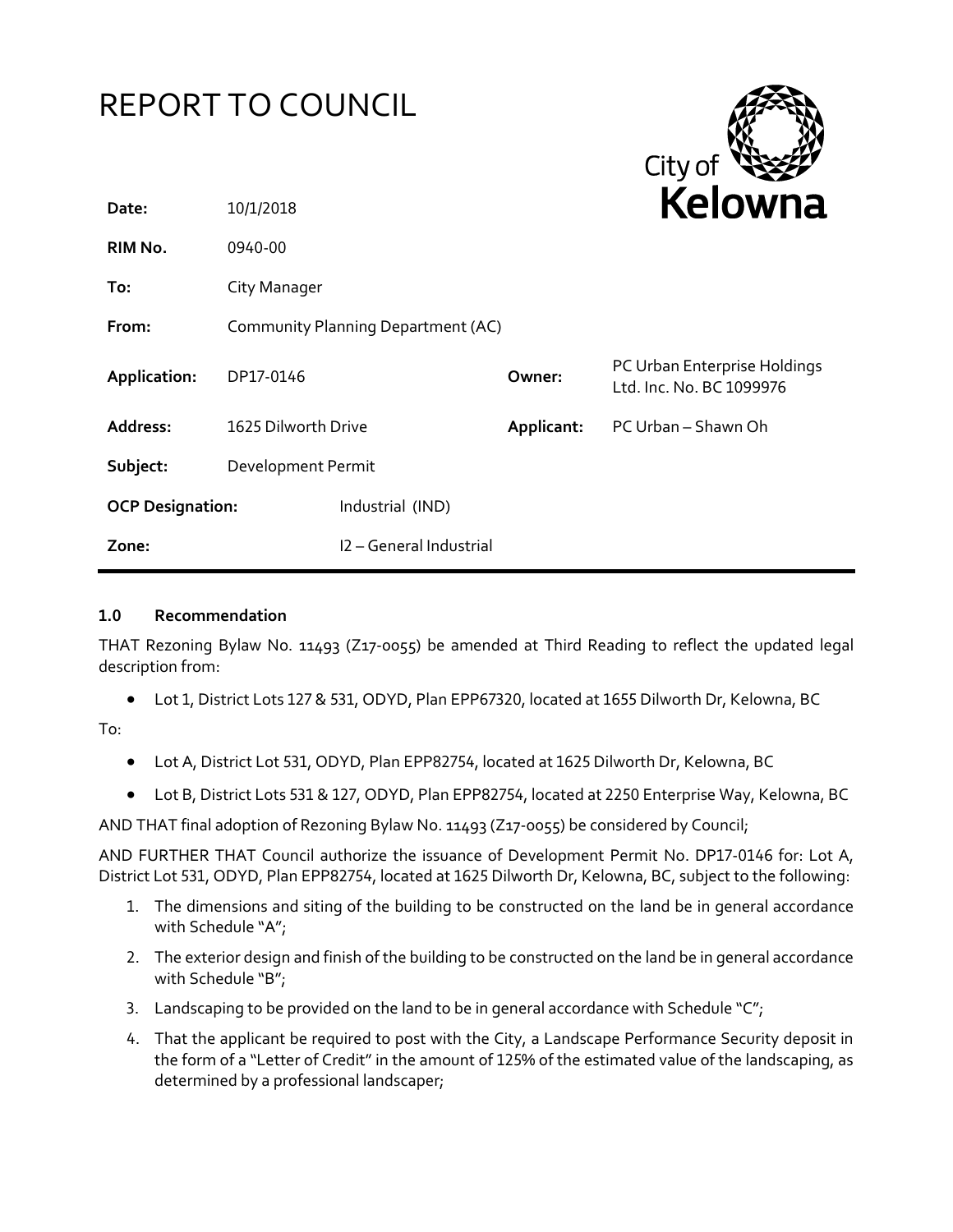# REPORT TO COUNCIL

City of **Kelowna**

| | | | |
|---|---|---|---|
| **Date:** | 10/1/2018 | | |
| **RIM No.** | 0940-00 | | |
| **To:** | City Manager | | |
| **From:** | Community Planning Department (AC) | | |
| **Application:** | DP17-0146 | **Owner:** | PC Urban Enterprise Holdings Ltd. Inc. No. BC 1099976 |
| **Address:** | 1625 Dilworth Drive | **Applicant:** | PC Urban – Shawn Oh |
| **Subject:** | Development Permit | | |
| **OCP Designation:** | Industrial (IND) | | |
| **Zone:** | I2 – General Industrial | | |

### 1.0 Recommendation

THAT Rezoning Bylaw No. 11493 (Z17-0055) be amended at Third Reading to reflect the updated legal description from:

- Lot 1, District Lots 127 & 531, ODYD, Plan EPP67320, located at 1655 Dilworth Dr, Kelowna, BC

To:

- Lot A, District Lot 531, ODYD, Plan EPP82754, located at 1625 Dilworth Dr, Kelowna, BC
- Lot B, District Lots 531 & 127, ODYD, Plan EPP82754, located at 2250 Enterprise Way, Kelowna, BC

AND THAT final adoption of Rezoning Bylaw No. 11493 (Z17-0055) be considered by Council;

AND FURTHER THAT Council authorize the issuance of Development Permit No. DP17-0146 for: Lot A, District Lot 531, ODYD, Plan EPP82754, located at 1625 Dilworth Dr, Kelowna, BC, subject to the following:

1. The dimensions and siting of the building to be constructed on the land be in general accordance with Schedule "A";
2. The exterior design and finish of the building to be constructed on the land be in general accordance with Schedule "B";
3. Landscaping to be provided on the land to be in general accordance with Schedule "C";
4. That the applicant be required to post with the City, a Landscape Performance Security deposit in the form of a "Letter of Credit" in the amount of 125% of the estimated value of the landscaping, as determined by a professional landscaper;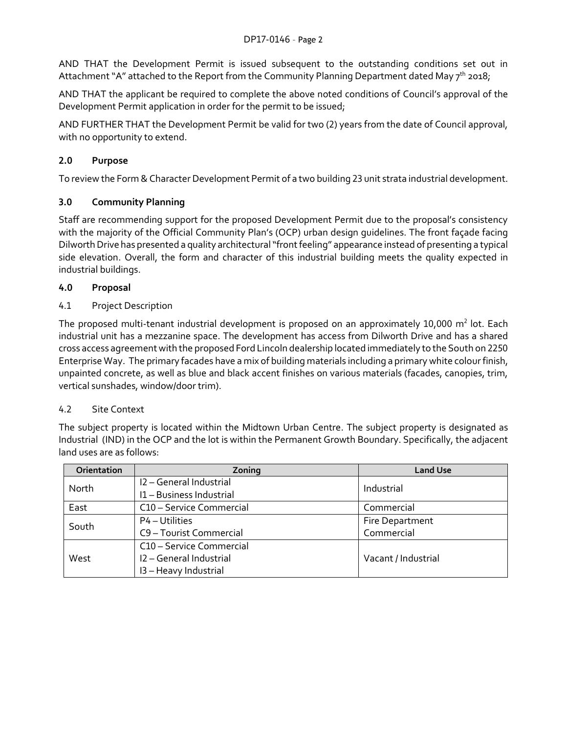AND THAT the Development Permit is issued subsequent to the outstanding conditions set out in Attachment "A" attached to the Report from the Community Planning Department dated May 7th 2018;

AND THAT the applicant be required to complete the above noted conditions of Council's approval of the Development Permit application in order for the permit to be issued;

AND FURTHER THAT the Development Permit be valid for two (2) years from the date of Council approval, with no opportunity to extend.

## 2.0 Purpose

To review the Form & Character Development Permit of a two building 23 unit strata industrial development.

## 3.0 Community Planning

Staff are recommending support for the proposed Development Permit due to the proposal's consistency with the majority of the Official Community Plan's (OCP) urban design guidelines. The front façade facing Dilworth Drive has presented a quality architectural "front feeling" appearance instead of presenting a typical side elevation. Overall, the form and character of this industrial building meets the quality expected in industrial buildings.

## 4.0 Proposal

### 4.1 Project Description

The proposed multi-tenant industrial development is proposed on an approximately 10,000 $m^2$ lot. Each industrial unit has a mezzanine space. The development has access from Dilworth Drive and has a shared cross access agreement with the proposed Ford Lincoln dealership located immediately to the South on 2250 Enterprise Way. The primary facades have a mix of building materials including a primary white colour finish, unpainted concrete, as well as blue and black accent finishes on various materials (facades, canopies, trim, vertical sunshades, window/door trim).

### 4.2 Site Context

The subject property is located within the Midtown Urban Centre. The subject property is designated as Industrial (IND) in the OCP and the lot is within the Permanent Growth Boundary. Specifically, the adjacent land uses are as follows:

| Orientation | Zoning | Land Use |
|---|---|---|
| North | I2 – General Industrial<br>I1 – Business Industrial | Industrial |
| East | C10 – Service Commercial | Commercial |
| South | P4 – Utilities<br>C9 – Tourist Commercial | Fire Department<br>Commercial |
| West | C10 – Service Commercial<br>I2 – General Industrial<br>I3 – Heavy Industrial | Vacant / Industrial |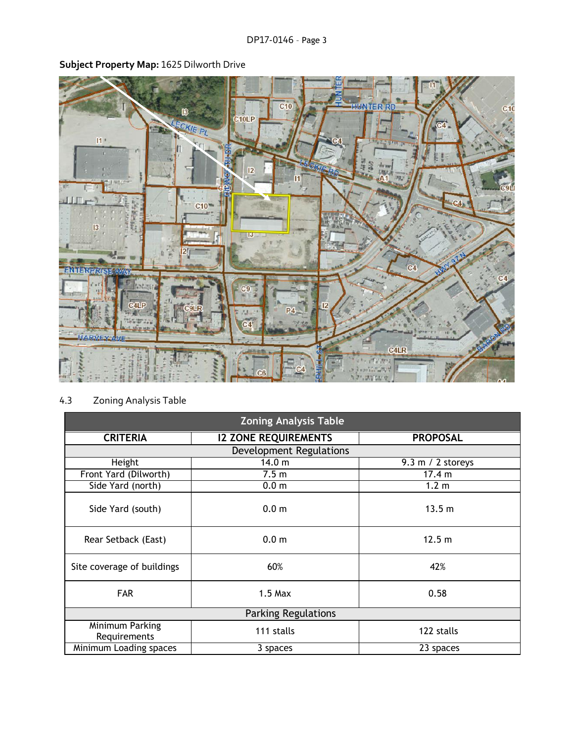**Subject Property Map:** 1625 Dilworth Drive

4.3 Zoning Analysis Table

| Zoning Analysis Table | | |
|---|---|---|
| **CRITERIA** | **I2 ZONE REQUIREMENTS** | **PROPOSAL** |
| Development Regulations | | |
| Height | 14.0 m | 9.3 m / 2 storeys |
| Front Yard (Dilworth) | 7.5 m | 17.4 m |
| Side Yard (north) | 0.0 m | 1.2 m |
| Side Yard (south) | 0.0 m | 13.5 m |
| Rear Setback (East) | 0.0 m | 12.5 m |
| Site coverage of buildings | 60% | 42% |
| FAR | 1.5 Max | 0.58 |
| Parking Regulations | | |
| Minimum Parking Requirements | 111 stalls | 122 stalls |
| Minimum Loading spaces | 3 spaces | 23 spaces |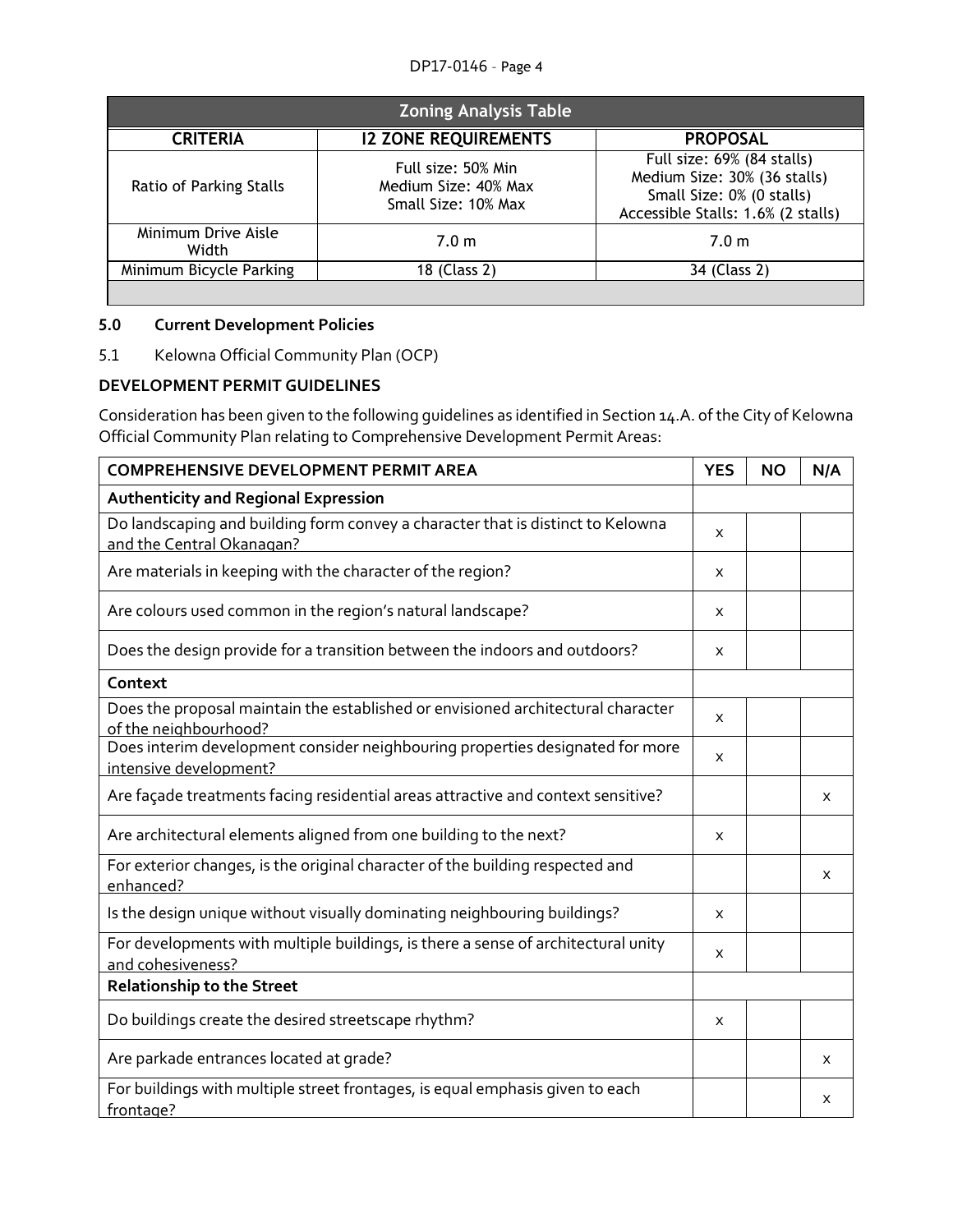| Zoning Analysis Table | | |
|---|---|---|
| **CRITERIA** | **I2 ZONE REQUIREMENTS** | **PROPOSAL** |
| Ratio of Parking Stalls | Full size: 50% Min<br>Medium Size: 40% Max<br>Small Size: 10% Max | Full size: 69% (84 stalls)<br>Medium Size: 30% (36 stalls)<br>Small Size: 0% (0 stalls)<br>Accessible Stalls: 1.6% (2 stalls) |
| Minimum Drive Aisle Width | 7.0 m | 7.0 m |
| Minimum Bicycle Parking | 18 (Class 2) | 34 (Class 2) |

## 5.0 Current Development Policies

5.1 Kelowna Official Community Plan (OCP)

### DEVELOPMENT PERMIT GUIDELINES

Consideration has been given to the following guidelines as identified in Section 14.A. of the City of Kelowna Official Community Plan relating to Comprehensive Development Permit Areas:

| COMPREHENSIVE DEVELOPMENT PERMIT AREA | YES | NO | N/A |
|---|---|---|---|
| **Authenticity and Regional Expression** | | | |
| Do landscaping and building form convey a character that is distinct to Kelowna and the Central Okanagan? | x | | |
| Are materials in keeping with the character of the region? | x | | |
| Are colours used common in the region's natural landscape? | x | | |
| Does the design provide for a transition between the indoors and outdoors? | x | | |
| **Context** | | | |
| Does the proposal maintain the established or envisioned architectural character of the neighbourhood? | x | | |
| Does interim development consider neighbouring properties designated for more intensive development? | x | | |
| Are façade treatments facing residential areas attractive and context sensitive? | | | x |
| Are architectural elements aligned from one building to the next? | x | | |
| For exterior changes, is the original character of the building respected and enhanced? | | | x |
| Is the design unique without visually dominating neighbouring buildings? | x | | |
| For developments with multiple buildings, is there a sense of architectural unity and cohesiveness? | x | | |
| **Relationship to the Street** | | | |
| Do buildings create the desired streetscape rhythm? | x | | |
| Are parkade entrances located at grade? | | | x |
| For buildings with multiple street frontages, is equal emphasis given to each frontage? | | | x |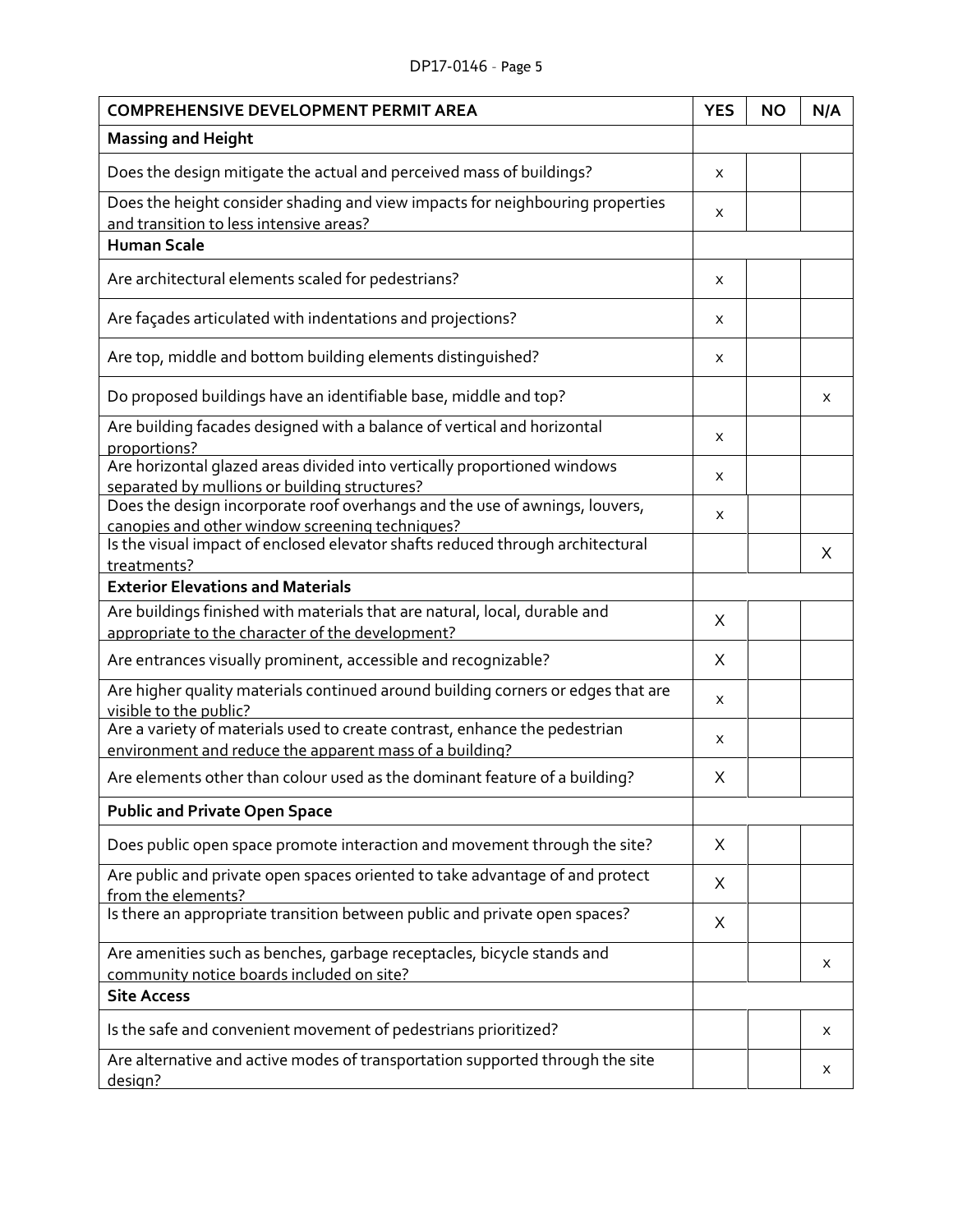| COMPREHENSIVE DEVELOPMENT PERMIT AREA | YES | NO | N/A |
|---|---|---|---|
| **Massing and Height** | | | |
| Does the design mitigate the actual and perceived mass of buildings? | x | | |
| Does the height consider shading and view impacts for neighbouring properties and transition to less intensive areas? | x | | |
| **Human Scale** | | | |
| Are architectural elements scaled for pedestrians? | x | | |
| Are façades articulated with indentations and projections? | x | | |
| Are top, middle and bottom building elements distinguished? | x | | |
| Do proposed buildings have an identifiable base, middle and top? | | | x |
| Are building facades designed with a balance of vertical and horizontal proportions? | x | | |
| Are horizontal glazed areas divided into vertically proportioned windows separated by mullions or building structures? | x | | |
| Does the design incorporate roof overhangs and the use of awnings, louvers, canopies and other window screening techniques? | x | | |
| Is the visual impact of enclosed elevator shafts reduced through architectural treatments? | | | X |
| **Exterior Elevations and Materials** | | | |
| Are buildings finished with materials that are natural, local, durable and appropriate to the character of the development? | X | | |
| Are entrances visually prominent, accessible and recognizable? | X | | |
| Are higher quality materials continued around building corners or edges that are visible to the public? | x | | |
| Are a variety of materials used to create contrast, enhance the pedestrian environment and reduce the apparent mass of a building? | x | | |
| Are elements other than colour used as the dominant feature of a building? | X | | |
| **Public and Private Open Space** | | | |
| Does public open space promote interaction and movement through the site? | X | | |
| Are public and private open spaces oriented to take advantage of and protect from the elements? | X | | |
| Is there an appropriate transition between public and private open spaces? | X | | |
| Are amenities such as benches, garbage receptacles, bicycle stands and community notice boards included on site? | | | x |
| **Site Access** | | | |
| Is the safe and convenient movement of pedestrians prioritized? | | | x |
| Are alternative and active modes of transportation supported through the site design? | | | x |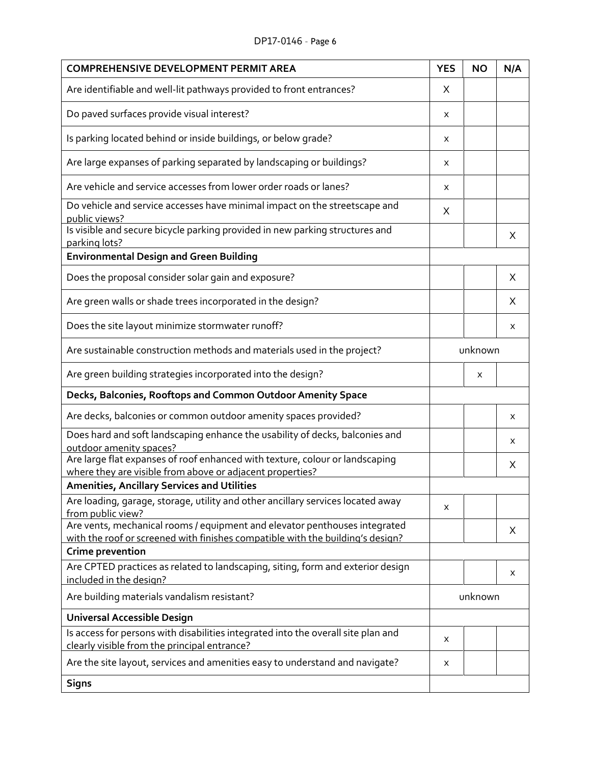| COMPREHENSIVE DEVELOPMENT PERMIT AREA | YES | NO | N/A |
|---|---|---|---|
| Are identifiable and well-lit pathways provided to front entrances? | X | | |
| Do paved surfaces provide visual interest? | x | | |
| Is parking located behind or inside buildings, or below grade? | x | | |
| Are large expanses of parking separated by landscaping or buildings? | x | | |
| Are vehicle and service accesses from lower order roads or lanes? | x | | |
| Do vehicle and service accesses have minimal impact on the streetscape and public views? | X | | |
| Is visible and secure bicycle parking provided in new parking structures and parking lots? | | | X |
| **Environmental Design and Green Building** | | | |
| Does the proposal consider solar gain and exposure? | | | X |
| Are green walls or shade trees incorporated in the design? | | | X |
| Does the site layout minimize stormwater runoff? | | | x |
| Are sustainable construction methods and materials used in the project? | unknown | | |
| Are green building strategies incorporated into the design? | | x | |
| **Decks, Balconies, Rooftops and Common Outdoor Amenity Space** | | | |
| Are decks, balconies or common outdoor amenity spaces provided? | | | x |
| Does hard and soft landscaping enhance the usability of decks, balconies and outdoor amenity spaces? | | | x |
| Are large flat expanses of roof enhanced with texture, colour or landscaping where they are visible from above or adjacent properties? | | | X |
| **Amenities, Ancillary Services and Utilities** | | | |
| Are loading, garage, storage, utility and other ancillary services located away from public view? | x | | |
| Are vents, mechanical rooms / equipment and elevator penthouses integrated with the roof or screened with finishes compatible with the building's design? | | | X |
| **Crime prevention** | | | |
| Are CPTED practices as related to landscaping, siting, form and exterior design included in the design? | | | x |
| Are building materials vandalism resistant? | unknown | | |
| **Universal Accessible Design** | | | |
| Is access for persons with disabilities integrated into the overall site plan and clearly visible from the principal entrance? | x | | |
| Are the site layout, services and amenities easy to understand and navigate? | x | | |
| **Signs** | | | |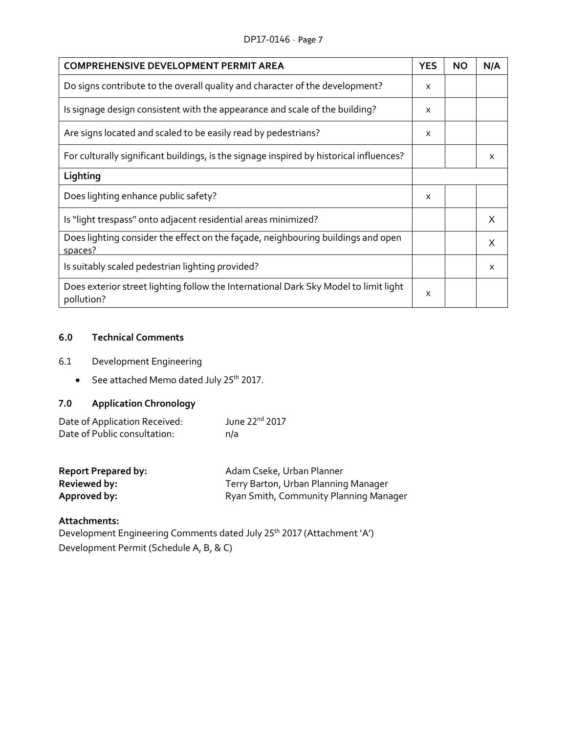| COMPREHENSIVE DEVELOPMENT PERMIT AREA | YES | NO | N/A |
|---|---|---|---|
| Do signs contribute to the overall quality and character of the development? | x | | |
| Is signage design consistent with the appearance and scale of the building? | x | | |
| Are signs located and scaled to be easily read by pedestrians? | x | | |
| For culturally significant buildings, is the signage inspired by historical influences? | | | x |
| **Lighting** | | | |
| Does lighting enhance public safety? | x | | |
| Is "light trespass" onto adjacent residential areas minimized? | | | X |
| Does lighting consider the effect on the façade, neighbouring buildings and open spaces? | | | X |
| Is suitably scaled pedestrian lighting provided? | | | x |
| Does exterior street lighting follow the International Dark Sky Model to limit light pollution? | x | | |

## 6.0 Technical Comments

6.1 Development Engineering

- See attached Memo dated July 25th 2017.

## 7.0 Application Chronology

Date of Application Received: June 22nd 2017
Date of Public consultation: n/a

**Report Prepared by:** Adam Cseke, Urban Planner
**Reviewed by:** Terry Barton, Urban Planning Manager
**Approved by:** Ryan Smith, Community Planning Manager

**Attachments:**
Development Engineering Comments dated July 25th 2017 (Attachment 'A')
Development Permit (Schedule A, B, & C)